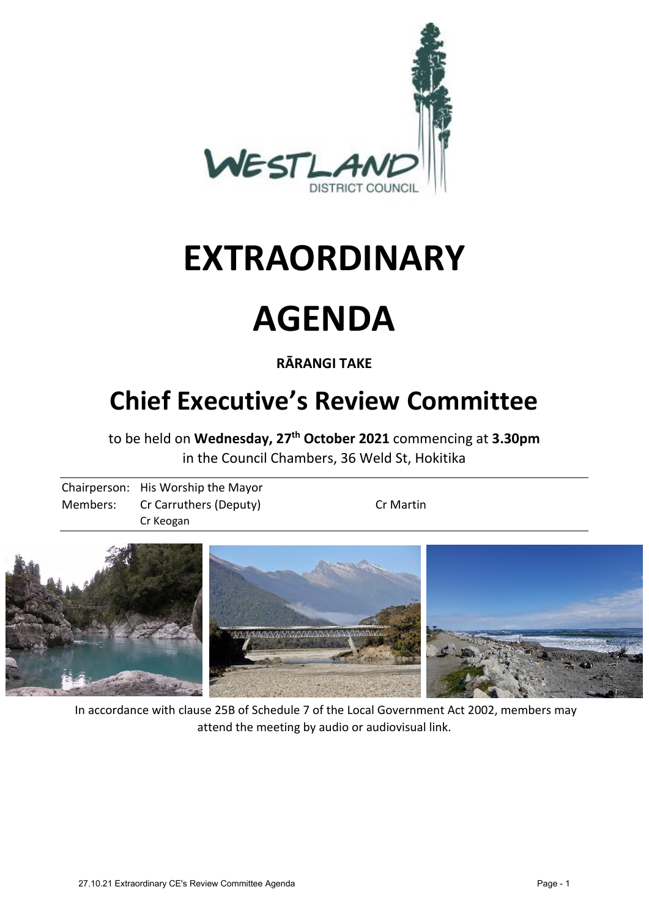WESTLAND DISTRICT COUNCIL

# EXTRAORDINARY

# AGENDA

**RĀRANGI TAKE**

## Chief Executive's Review Committee

to be held on **Wednesday, 27th October 2021** commencing at **3.30pm** in the Council Chambers, 36 Weld St, Hokitika

| | | |
|---|---|---|
| Chairperson: | His Worship the Mayor | |
| Members: | Cr Carruthers (Deputy) | Cr Martin |
| | Cr Keogan | |

In accordance with clause 25B of Schedule 7 of the Local Government Act 2002, members may attend the meeting by audio or audiovisual link.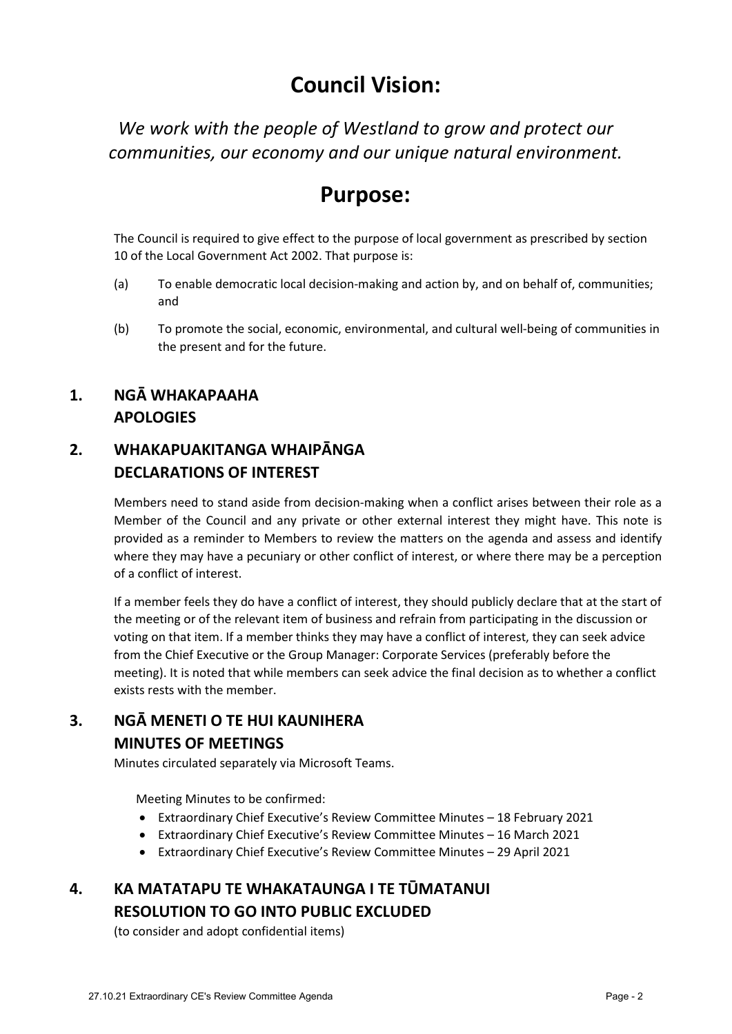# Council Vision:

*We work with the people of Westland to grow and protect our communities, our economy and our unique natural environment.*

# Purpose:

The Council is required to give effect to the purpose of local government as prescribed by section 10 of the Local Government Act 2002. That purpose is:

(a) To enable democratic local decision-making and action by, and on behalf of, communities; and

(b) To promote the social, economic, environmental, and cultural well-being of communities in the present and for the future.

## 1. NGĀ WHAKAPAAHA APOLOGIES

## 2. WHAKAPUAKITANGA WHAIPĀNGA DECLARATIONS OF INTEREST

Members need to stand aside from decision-making when a conflict arises between their role as a Member of the Council and any private or other external interest they might have. This note is provided as a reminder to Members to review the matters on the agenda and assess and identify where they may have a pecuniary or other conflict of interest, or where there may be a perception of a conflict of interest.

If a member feels they do have a conflict of interest, they should publicly declare that at the start of the meeting or of the relevant item of business and refrain from participating in the discussion or voting on that item. If a member thinks they may have a conflict of interest, they can seek advice from the Chief Executive or the Group Manager: Corporate Services (preferably before the meeting). It is noted that while members can seek advice the final decision as to whether a conflict exists rests with the member.

## 3. NGĀ MENETI O TE HUI KAUNIHERA MINUTES OF MEETINGS

Minutes circulated separately via Microsoft Teams.

Meeting Minutes to be confirmed:

- Extraordinary Chief Executive's Review Committee Minutes – 18 February 2021
- Extraordinary Chief Executive's Review Committee Minutes – 16 March 2021
- Extraordinary Chief Executive's Review Committee Minutes – 29 April 2021

## 4. KA MATATAPU TE WHAKATAUNGA I TE TŪMATANUI RESOLUTION TO GO INTO PUBLIC EXCLUDED

(to consider and adopt confidential items)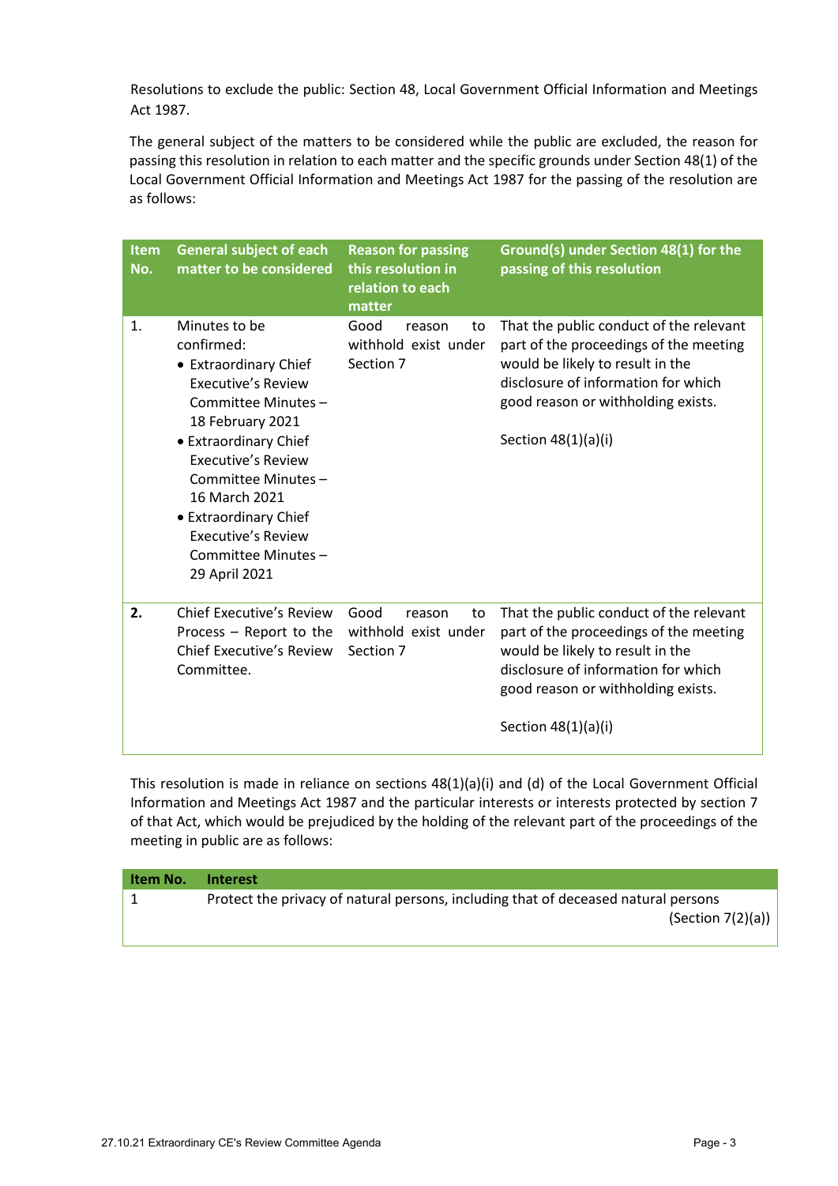Resolutions to exclude the public: Section 48, Local Government Official Information and Meetings Act 1987.

The general subject of the matters to be considered while the public are excluded, the reason for passing this resolution in relation to each matter and the specific grounds under Section 48(1) of the Local Government Official Information and Meetings Act 1987 for the passing of the resolution are as follows:

| Item No. | General subject of each matter to be considered | Reason for passing this resolution in relation to each matter | Ground(s) under Section 48(1) for the passing of this resolution |
|---|---|---|---|
| 1. | Minutes to be confirmed:<br>• Extraordinary Chief Executive's Review Committee Minutes – 18 February 2021<br>• Extraordinary Chief Executive's Review Committee Minutes – 16 March 2021<br>• Extraordinary Chief Executive's Review Committee Minutes – 29 April 2021 | Good reason to withhold exist under Section 7 | That the public conduct of the relevant part of the proceedings of the meeting would be likely to result in the disclosure of information for which good reason or withholding exists.<br><br>Section 48(1)(a)(i) |
| **2.** | Chief Executive's Review Process – Report to the Chief Executive's Review Committee. | Good reason to withhold exist under Section 7 | That the public conduct of the relevant part of the proceedings of the meeting would be likely to result in the disclosure of information for which good reason or withholding exists.<br><br>Section 48(1)(a)(i) |

This resolution is made in reliance on sections 48(1)(a)(i) and (d) of the Local Government Official Information and Meetings Act 1987 and the particular interests or interests protected by section 7 of that Act, which would be prejudiced by the holding of the relevant part of the proceedings of the meeting in public are as follows:

| Item No. | Interest |
|---|---|
| 1 | Protect the privacy of natural persons, including that of deceased natural persons (Section 7(2)(a)) |